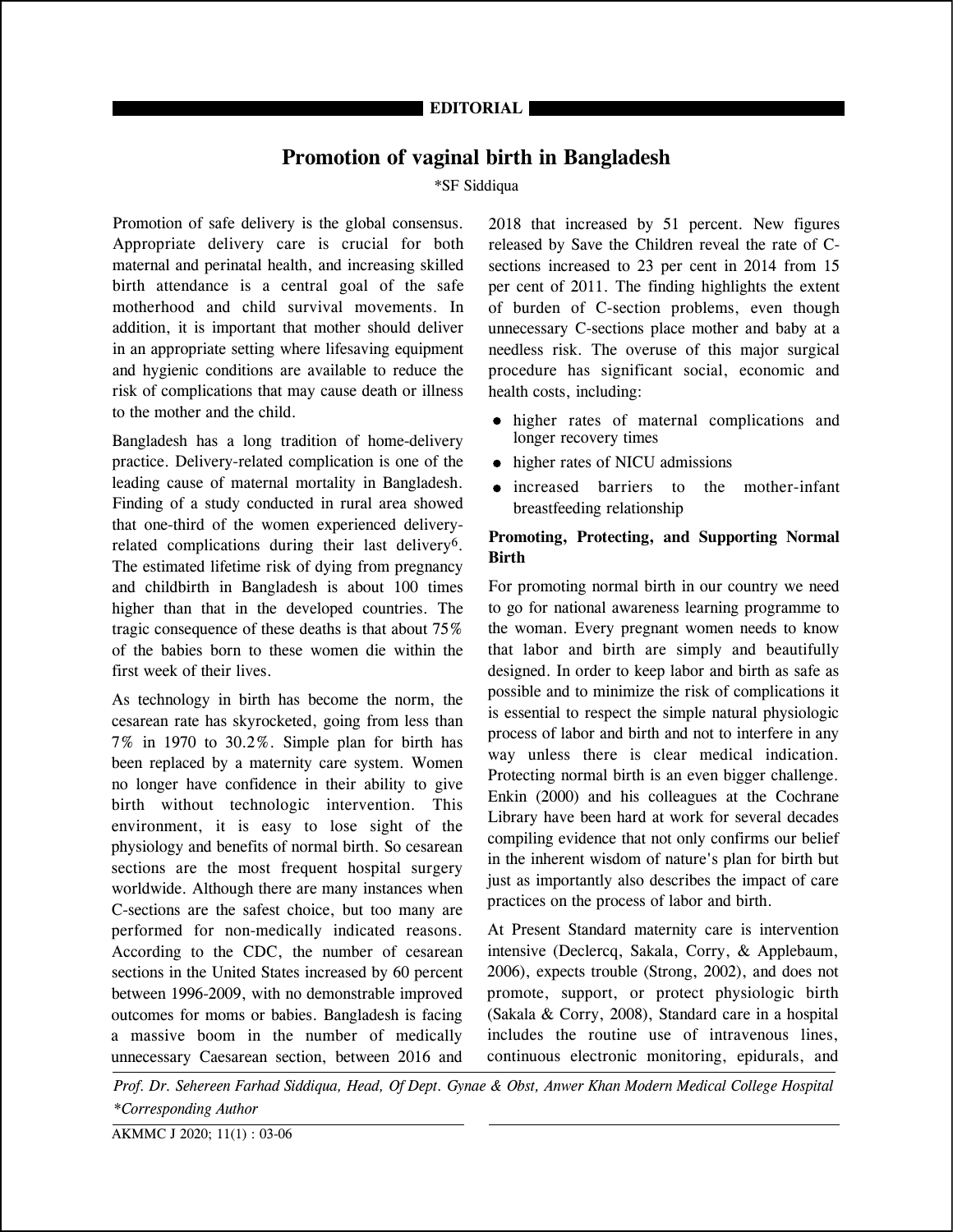EDITORIAL

# Promotion of vaginal birth in Bangladesh

*SF Siddiqua

Promotion of safe delivery is the global consensus. Appropriate delivery care is crucial for both maternal and perinatal health, and increasing skilled birth attendance is a central goal of the safe motherhood and child survival movements. In addition, it is important that mother should deliver in an appropriate setting where lifesaving equipment and hygienic conditions are available to reduce the risk of complications that may cause death or illness to the mother and the child.

Bangladesh has a long tradition of home-delivery practice. Delivery-related complication is one of the leading cause of maternal mortality in Bangladesh. Finding of a study conducted in rural area showed that one-third of the women experienced delivery-related complications during their last delivery[6]. The estimated lifetime risk of dying from pregnancy and childbirth in Bangladesh is about 100 times higher than that in the developed countries. The tragic consequence of these deaths is that about 75% of the babies born to these women die within the first week of their lives.

As technology in birth has become the norm, the cesarean rate has skyrocketed, going from less than 7% in 1970 to 30.2%. Simple plan for birth has been replaced by a maternity care system. Women no longer have confidence in their ability to give birth without technologic intervention. This environment, it is easy to lose sight of the physiology and benefits of normal birth. So cesarean sections are the most frequent hospital surgery worldwide. Although there are many instances when C-sections are the safest choice, but too many are performed for non-medically indicated reasons. According to the CDC, the number of cesarean sections in the United States increased by 60 percent between 1996-2009, with no demonstrable improved outcomes for moms or babies. Bangladesh is facing a massive boom in the number of medically unnecessary Caesarean section, between 2016 and 2018 that increased by 51 percent. New figures released by Save the Children reveal the rate of C-sections increased to 23 per cent in 2014 from 15 per cent of 2011. The finding highlights the extent of burden of C-section problems, even though unnecessary C-sections place mother and baby at a needless risk. The overuse of this major surgical procedure has significant social, economic and health costs, including:

- higher rates of maternal complications and longer recovery times
- higher rates of NICU admissions
- increased barriers to the mother-infant breastfeeding relationship

**Promoting, Protecting, and Supporting Normal Birth**

For promoting normal birth in our country we need to go for national awareness learning programme to the woman. Every pregnant women needs to know that labor and birth are simply and beautifully designed. In order to keep labor and birth as safe as possible and to minimize the risk of complications it is essential to respect the simple natural physiologic process of labor and birth and not to interfere in any way unless there is clear medical indication. Protecting normal birth is an even bigger challenge. Enkin (2000) and his colleagues at the Cochrane Library have been hard at work for several decades compiling evidence that not only confirms our belief in the inherent wisdom of nature's plan for birth but just as importantly also describes the impact of care practices on the process of labor and birth.

At Present Standard maternity care is intervention intensive (Declercq, Sakala, Corry, & Applebaum, 2006), expects trouble (Strong, 2002), and does not promote, support, or protect physiologic birth (Sakala & Corry, 2008), Standard care in a hospital includes the routine use of intravenous lines, continuous electronic monitoring, epidurals, and

*Prof. Dr. Sehereen Farhad Siddiqua, Head, Of Dept. Gynae & Obst, Anwer Khan Modern Medical College Hospital*
*\*Corresponding Author*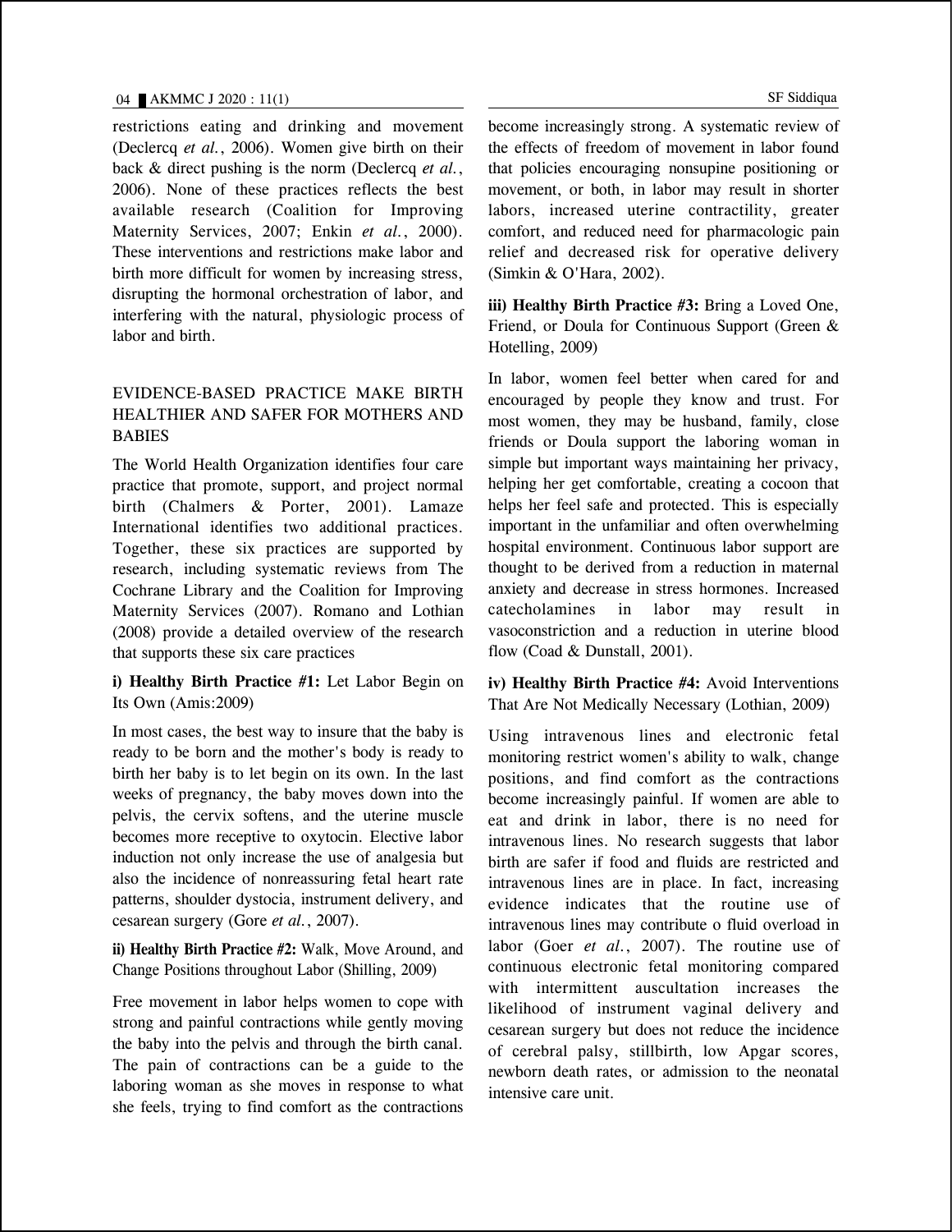restrictions eating and drinking and movement (Declercq *et al.*, 2006). Women give birth on their back & direct pushing is the norm (Declercq *et al.*, 2006). None of these practices reflects the best available research (Coalition for Improving Maternity Services, 2007; Enkin *et al.*, 2000). These interventions and restrictions make labor and birth more difficult for women by increasing stress, disrupting the hormonal orchestration of labor, and interfering with the natural, physiologic process of labor and birth.

## EVIDENCE-BASED PRACTICE MAKE BIRTH HEALTHIER AND SAFER FOR MOTHERS AND BABIES

The World Health Organization identifies four care practice that promote, support, and project normal birth (Chalmers & Porter, 2001). Lamaze International identifies two additional practices. Together, these six practices are supported by research, including systematic reviews from The Cochrane Library and the Coalition for Improving Maternity Services (2007). Romano and Lothian (2008) provide a detailed overview of the research that supports these six care practices

**i) Healthy Birth Practice #1:** Let Labor Begin on Its Own (Amis:2009)

In most cases, the best way to insure that the baby is ready to be born and the mother's body is ready to birth her baby is to let begin on its own. In the last weeks of pregnancy, the baby moves down into the pelvis, the cervix softens, and the uterine muscle becomes more receptive to oxytocin. Elective labor induction not only increase the use of analgesia but also the incidence of nonreassuring fetal heart rate patterns, shoulder dystocia, instrument delivery, and cesarean surgery (Gore *et al.*, 2007).

**ii) Healthy Birth Practice #2:** Walk, Move Around, and Change Positions throughout Labor (Shilling, 2009)

Free movement in labor helps women to cope with strong and painful contractions while gently moving the baby into the pelvis and through the birth canal. The pain of contractions can be a guide to the laboring woman as she moves in response to what she feels, trying to find comfort as the contractions become increasingly strong. A systematic review of the effects of freedom of movement in labor found that policies encouraging nonsupine positioning or movement, or both, in labor may result in shorter labors, increased uterine contractility, greater comfort, and reduced need for pharmacologic pain relief and decreased risk for operative delivery (Simkin & O'Hara, 2002).

**iii) Healthy Birth Practice #3:** Bring a Loved One, Friend, or Doula for Continuous Support (Green & Hotelling, 2009)

In labor, women feel better when cared for and encouraged by people they know and trust. For most women, they may be husband, family, close friends or Doula support the laboring woman in simple but important ways maintaining her privacy, helping her get comfortable, creating a cocoon that helps her feel safe and protected. This is especially important in the unfamiliar and often overwhelming hospital environment. Continuous labor support are thought to be derived from a reduction in maternal anxiety and decrease in stress hormones. Increased catecholamines in labor may result in vasoconstriction and a reduction in uterine blood flow (Coad & Dunstall, 2001).

**iv) Healthy Birth Practice #4:** Avoid Interventions That Are Not Medically Necessary (Lothian, 2009)

Using intravenous lines and electronic fetal monitoring restrict women's ability to walk, change positions, and find comfort as the contractions become increasingly painful. If women are able to eat and drink in labor, there is no need for intravenous lines. No research suggests that labor birth are safer if food and fluids are restricted and intravenous lines are in place. In fact, increasing evidence indicates that the routine use of intravenous lines may contribute o fluid overload in labor (Goer *et al.*, 2007). The routine use of continuous electronic fetal monitoring compared with intermittent auscultation increases the likelihood of instrument vaginal delivery and cesarean surgery but does not reduce the incidence of cerebral palsy, stillbirth, low Apgar scores, newborn death rates, or admission to the neonatal intensive care unit.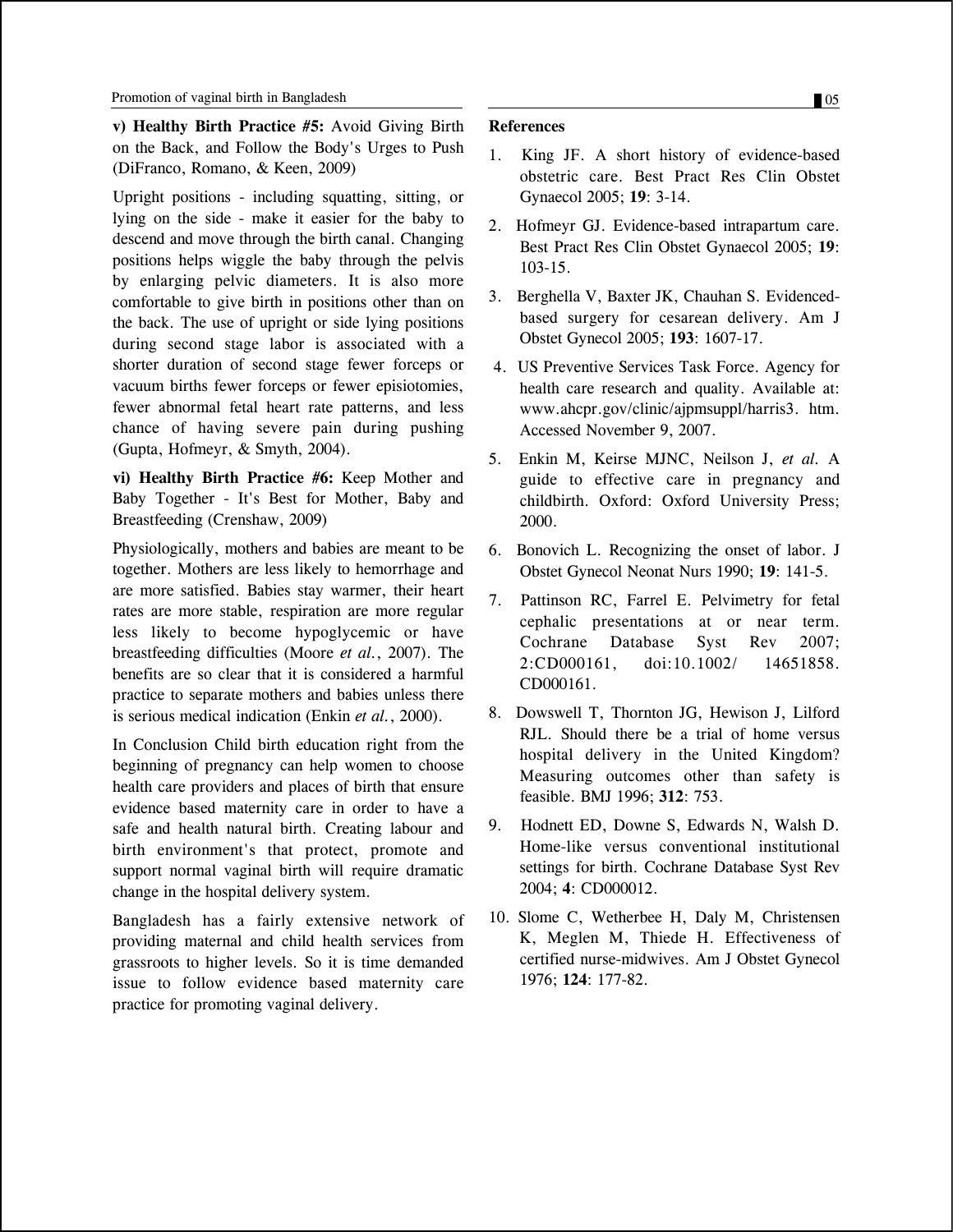**v) Healthy Birth Practice #5:** Avoid Giving Birth on the Back, and Follow the Body's Urges to Push (DiFranco, Romano, & Keen, 2009)

Upright positions - including squatting, sitting, or lying on the side - make it easier for the baby to descend and move through the birth canal. Changing positions helps wiggle the baby through the pelvis by enlarging pelvic diameters. It is also more comfortable to give birth in positions other than on the back. The use of upright or side lying positions during second stage labor is associated with a shorter duration of second stage fewer forceps or vacuum births fewer forceps or fewer episiotomies, fewer abnormal fetal heart rate patterns, and less chance of having severe pain during pushing (Gupta, Hofmeyr, & Smyth, 2004).

**vi) Healthy Birth Practice #6:** Keep Mother and Baby Together - It's Best for Mother, Baby and Breastfeeding (Crenshaw, 2009)

Physiologically, mothers and babies are meant to be together. Mothers are less likely to hemorrhage and are more satisfied. Babies stay warmer, their heart rates are more stable, respiration are more regular less likely to become hypoglycemic or have breastfeeding difficulties (Moore *et al.*, 2007). The benefits are so clear that it is considered a harmful practice to separate mothers and babies unless there is serious medical indication (Enkin *et al.*, 2000).

In Conclusion Child birth education right from the beginning of pregnancy can help women to choose health care providers and places of birth that ensure evidence based maternity care in order to have a safe and health natural birth. Creating labour and birth environment's that protect, promote and support normal vaginal birth will require dramatic change in the hospital delivery system.

Bangladesh has a fairly extensive network of providing maternal and child health services from grassroots to higher levels. So it is time demanded issue to follow evidence based maternity care practice for promoting vaginal delivery.

## References

1. King JF. A short history of evidence-based obstetric care. Best Pract Res Clin Obstet Gynaecol 2005; **19**: 3-14.
2. Hofmeyr GJ. Evidence-based intrapartum care. Best Pract Res Clin Obstet Gynaecol 2005; **19**: 103-15.
3. Berghella V, Baxter JK, Chauhan S. Evidenced-based surgery for cesarean delivery. Am J Obstet Gynecol 2005; **193**: 1607-17.
4. US Preventive Services Task Force. Agency for health care research and quality. Available at: www.ahcpr.gov/clinic/ajpmsuppl/harris3. htm. Accessed November 9, 2007.
5. Enkin M, Keirse MJNC, Neilson J, *et al.* A guide to effective care in pregnancy and childbirth. Oxford: Oxford University Press; 2000.
6. Bonovich L. Recognizing the onset of labor. J Obstet Gynecol Neonat Nurs 1990; **19**: 141-5.
7. Pattinson RC, Farrel E. Pelvimetry for fetal cephalic presentations at or near term. Cochrane Database Syst Rev 2007; 2:CD000161, doi:10.1002/ 14651858. CD000161.
8. Dowswell T, Thornton JG, Hewison J, Lilford RJL. Should there be a trial of home versus hospital delivery in the United Kingdom? Measuring outcomes other than safety is feasible. BMJ 1996; **312**: 753.
9. Hodnett ED, Downe S, Edwards N, Walsh D. Home-like versus conventional institutional settings for birth. Cochrane Database Syst Rev 2004; **4**: CD000012.
10. Slome C, Wetherbee H, Daly M, Christensen K, Meglen M, Thiede H. Effectiveness of certified nurse-midwives. Am J Obstet Gynecol 1976; **124**: 177-82.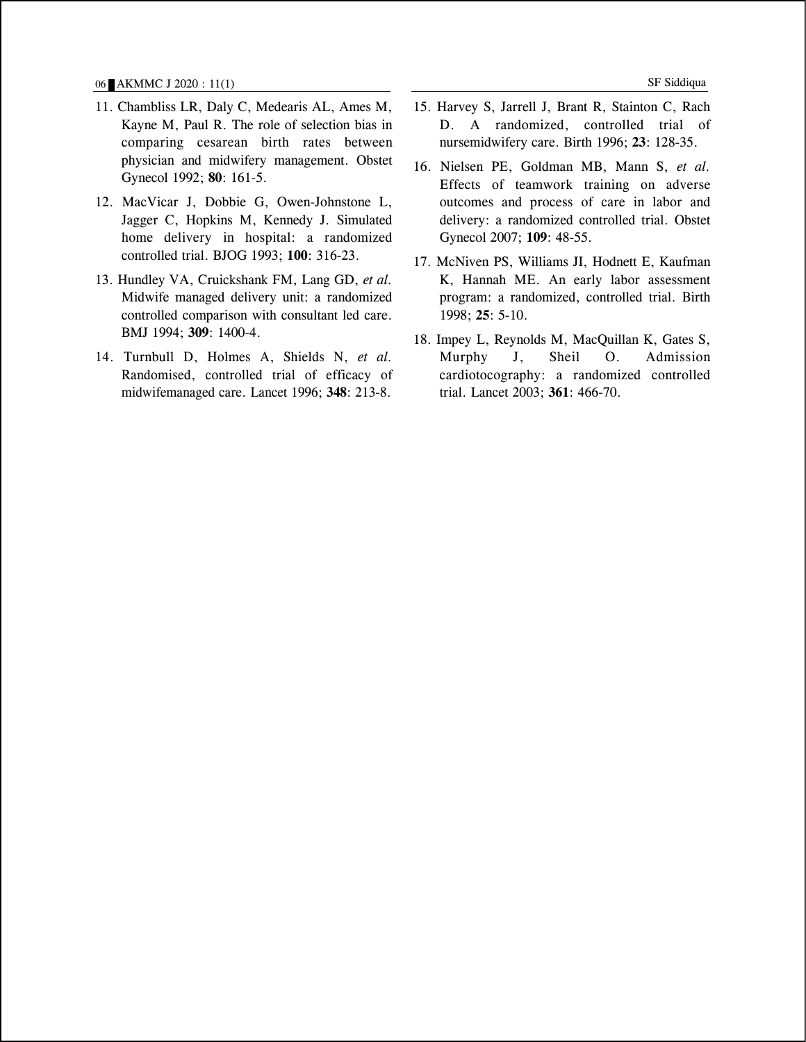11. Chambliss LR, Daly C, Medearis AL, Ames M, Kayne M, Paul R. The role of selection bias in comparing cesarean birth rates between physician and midwifery management. Obstet Gynecol 1992; **80**: 161-5.
12. MacVicar J, Dobbie G, Owen-Johnstone L, Jagger C, Hopkins M, Kennedy J. Simulated home delivery in hospital: a randomized controlled trial. BJOG 1993; **100**: 316-23.
13. Hundley VA, Cruickshank FM, Lang GD, *et al.* Midwife managed delivery unit: a randomized controlled comparison with consultant led care. BMJ 1994; **309**: 1400-4.
14. Turnbull D, Holmes A, Shields N, *et al.* Randomised, controlled trial of efficacy of midwifemanaged care. Lancet 1996; **348**: 213-8.
15. Harvey S, Jarrell J, Brant R, Stainton C, Rach D. A randomized, controlled trial of nursemidwifery care. Birth 1996; **23**: 128-35.
16. Nielsen PE, Goldman MB, Mann S, *et al.* Effects of teamwork training on adverse outcomes and process of care in labor and delivery: a randomized controlled trial. Obstet Gynecol 2007; **109**: 48-55.
17. McNiven PS, Williams JI, Hodnett E, Kaufman K, Hannah ME. An early labor assessment program: a randomized, controlled trial. Birth 1998; **25**: 5-10.
18. Impey L, Reynolds M, MacQuillan K, Gates S, Murphy J, Sheil O. Admission cardiotocography: a randomized controlled trial. Lancet 2003; **361**: 466-70.